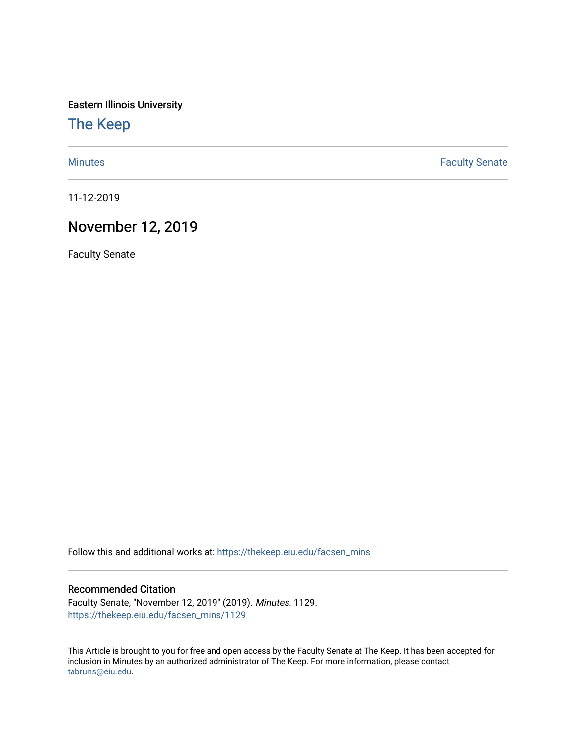Eastern Illinois University

# The Keep

Minutes | Faculty Senate

11-12-2019

## November 12, 2019

Faculty Senate

Follow this and additional works at: https://thekeep.eiu.edu/facsen_mins

### Recommended Citation

Faculty Senate, "November 12, 2019" (2019). *Minutes*. 1129.
https://thekeep.eiu.edu/facsen_mins/1129

This Article is brought to you for free and open access by the Faculty Senate at The Keep. It has been accepted for inclusion in Minutes by an authorized administrator of The Keep. For more information, please contact tabruns@eiu.edu.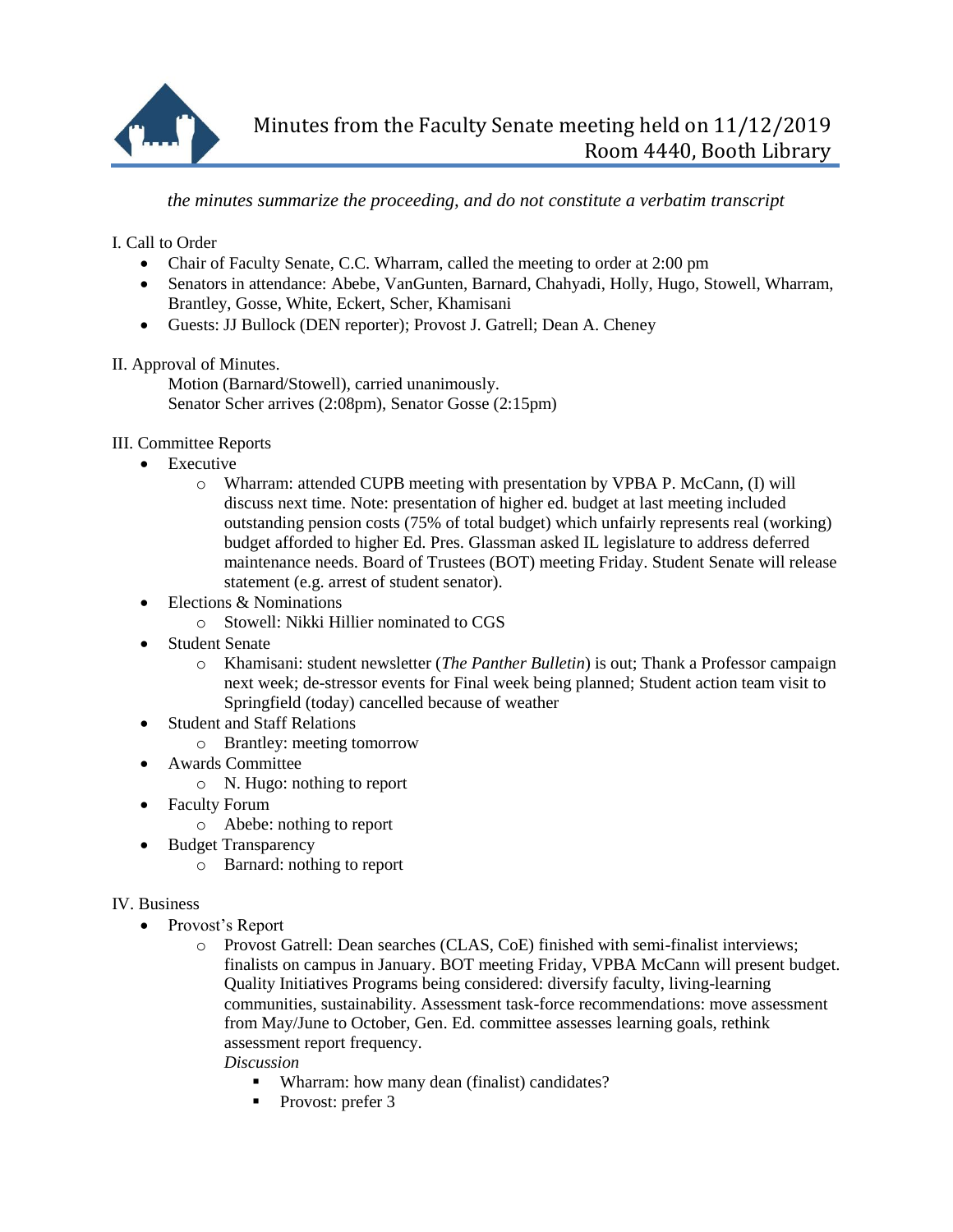# Minutes from the Faculty Senate meeting held on 11/12/2019
## Room 4440, Booth Library

*the minutes summarize the proceeding, and do not constitute a verbatim transcript*

I. Call to Order

- Chair of Faculty Senate, C.C. Wharram, called the meeting to order at 2:00 pm
- Senators in attendance: Abebe, VanGunten, Barnard, Chahyadi, Holly, Hugo, Stowell, Wharram, Brantley, Gosse, White, Eckert, Scher, Khamisani
- Guests: JJ Bullock (DEN reporter); Provost J. Gatrell; Dean A. Cheney

II. Approval of Minutes.

Motion (Barnard/Stowell), carried unanimously.
Senator Scher arrives (2:08pm), Senator Gosse (2:15pm)

III. Committee Reports

- Executive
  - Wharram: attended CUPB meeting with presentation by VPBA P. McCann, (I) will discuss next time. Note: presentation of higher ed. budget at last meeting included outstanding pension costs (75% of total budget) which unfairly represents real (working) budget afforded to higher Ed. Pres. Glassman asked IL legislature to address deferred maintenance needs. Board of Trustees (BOT) meeting Friday. Student Senate will release statement (e.g. arrest of student senator).
- Elections & Nominations
  - Stowell: Nikki Hillier nominated to CGS
- Student Senate
  - Khamisani: student newsletter (*The Panther Bulletin*) is out; Thank a Professor campaign next week; de-stressor events for Final week being planned; Student action team visit to Springfield (today) cancelled because of weather
- Student and Staff Relations
  - Brantley: meeting tomorrow
- Awards Committee
  - N. Hugo: nothing to report
- Faculty Forum
  - Abebe: nothing to report
- Budget Transparency
  - Barnard: nothing to report

IV. Business

- Provost's Report
  - Provost Gatrell: Dean searches (CLAS, CoE) finished with semi-finalist interviews; finalists on campus in January. BOT meeting Friday, VPBA McCann will present budget. Quality Initiatives Programs being considered: diversify faculty, living-learning communities, sustainability. Assessment task-force recommendations: move assessment from May/June to October, Gen. Ed. committee assesses learning goals, rethink assessment report frequency.

    *Discussion*
    - Wharram: how many dean (finalist) candidates?
    - Provost: prefer 3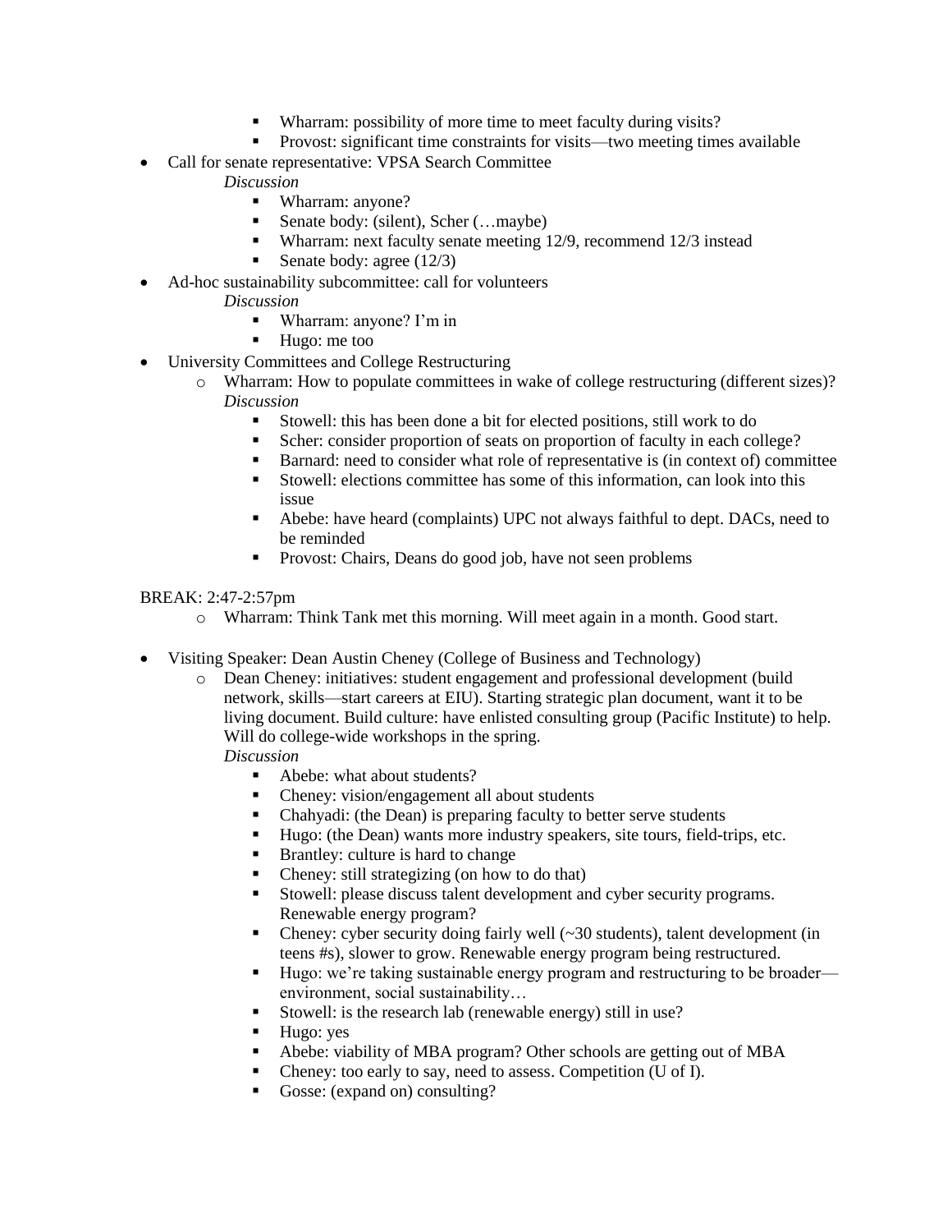- Wharram: possibility of more time to meet faculty during visits?
        - Provost: significant time constraints for visits—two meeting times available
- Call for senate representative: VPSA Search Committee

    *Discussion*

    - Wharram: anyone?
    - Senate body: (silent), Scher (…maybe)
    - Wharram: next faculty senate meeting 12/9, recommend 12/3 instead
    - Senate body: agree (12/3)
- Ad-hoc sustainability subcommittee: call for volunteers

    *Discussion*

    - Wharram: anyone? I'm in
    - Hugo: me too
- University Committees and College Restructuring
    - Wharram: How to populate committees in wake of college restructuring (different sizes)?

        *Discussion*

        - Stowell: this has been done a bit for elected positions, still work to do
        - Scher: consider proportion of seats on proportion of faculty in each college?
        - Barnard: need to consider what role of representative is (in context of) committee
        - Stowell: elections committee has some of this information, can look into this issue
        - Abebe: have heard (complaints) UPC not always faithful to dept. DACs, need to be reminded
        - Provost: Chairs, Deans do good job, have not seen problems

BREAK: 2:47-2:57pm

- Wharram: Think Tank met this morning. Will meet again in a month. Good start.

- Visiting Speaker: Dean Austin Cheney (College of Business and Technology)
    - Dean Cheney: initiatives: student engagement and professional development (build network, skills—start careers at EIU). Starting strategic plan document, want it to be living document. Build culture: have enlisted consulting group (Pacific Institute) to help. Will do college-wide workshops in the spring.

        *Discussion*

        - Abebe: what about students?
        - Cheney: vision/engagement all about students
        - Chahyadi: (the Dean) is preparing faculty to better serve students
        - Hugo: (the Dean) wants more industry speakers, site tours, field-trips, etc.
        - Brantley: culture is hard to change
        - Cheney: still strategizing (on how to do that)
        - Stowell: please discuss talent development and cyber security programs. Renewable energy program?
        - Cheney: cyber security doing fairly well (~30 students), talent development (in teens #s), slower to grow. Renewable energy program being restructured.
        - Hugo: we're taking sustainable energy program and restructuring to be broader—environment, social sustainability…
        - Stowell: is the research lab (renewable energy) still in use?
        - Hugo: yes
        - Abebe: viability of MBA program? Other schools are getting out of MBA
        - Cheney: too early to say, need to assess. Competition (U of I).
        - Gosse: (expand on) consulting?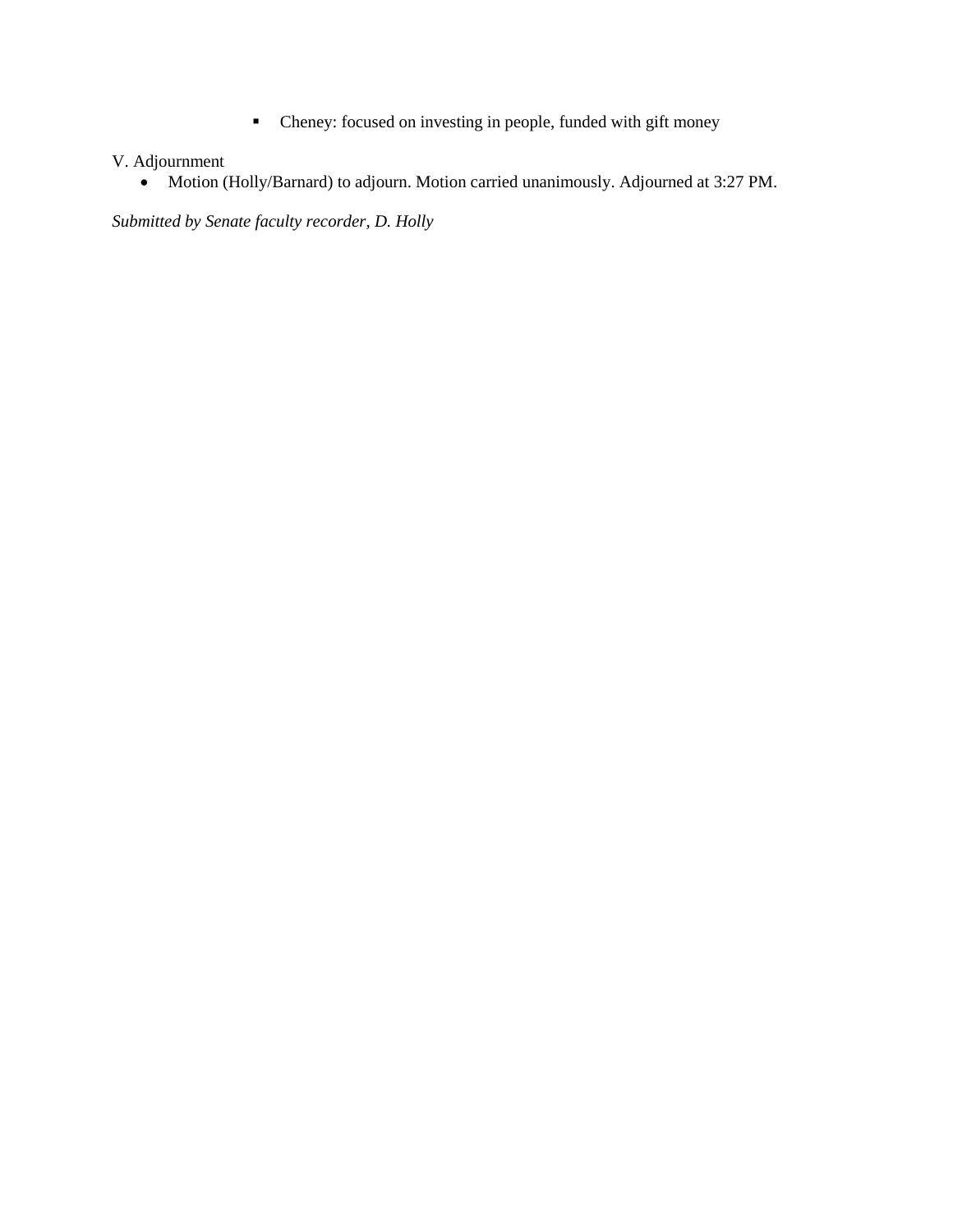- Cheney: focused on investing in people, funded with gift money

V. Adjournment

- Motion (Holly/Barnard) to adjourn. Motion carried unanimously. Adjourned at 3:27 PM.

*Submitted by Senate faculty recorder, D. Holly*